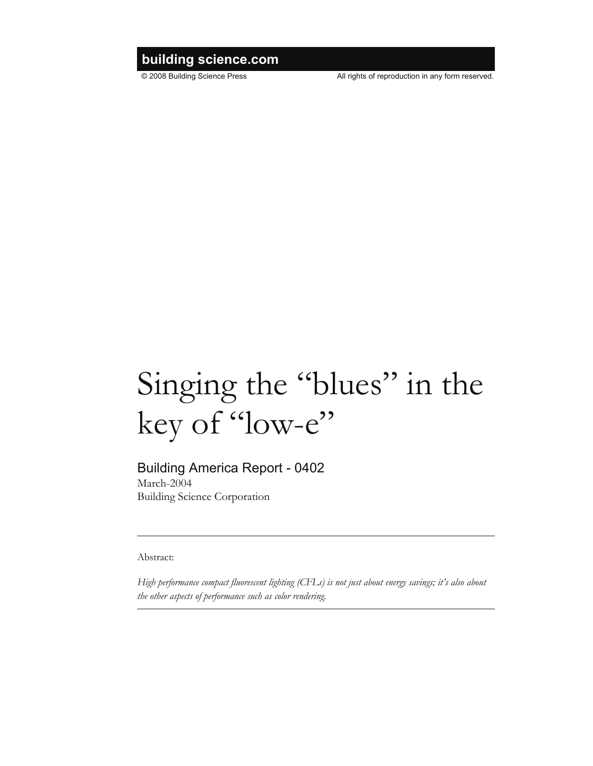building science.com

© 2008 Building Science Press All rights of reproduction in any form reserved.

# Singing the "blues" in the key of "low-e"

## Building America Report - 0402

March-2004

Building Science Corporation

---

Abstract:

*High performance compact fluorescent lighting (CFLs) is not just about energy savings; it's also about the other aspects of performance such as color rendering.*

---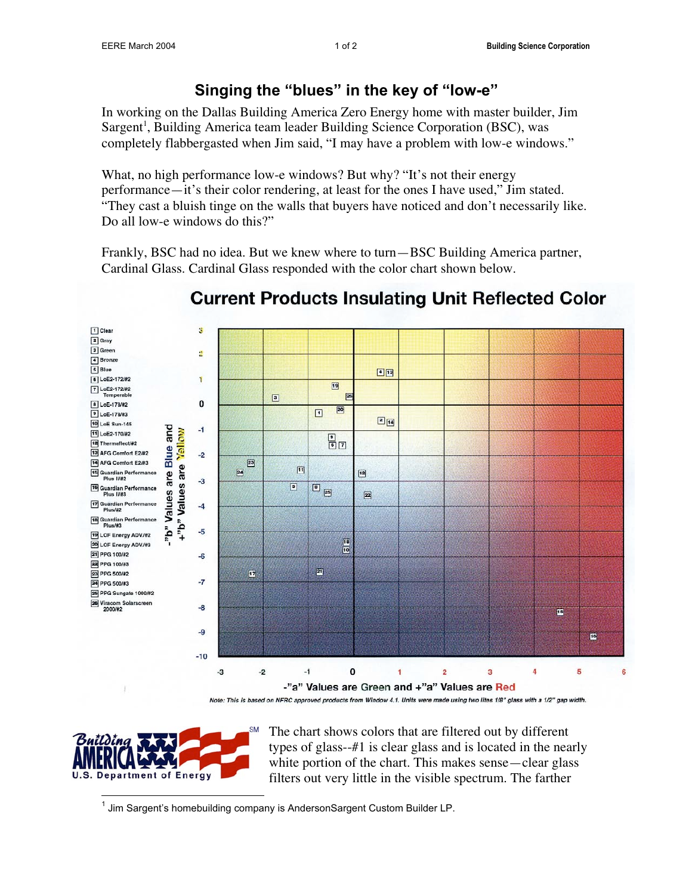# Singing the "blues" in the key of "low-e"

In working on the Dallas Building America Zero Energy home with master builder, Jim Sargent[1], Building America team leader Building Science Corporation (BSC), was completely flabbergasted when Jim said, "I may have a problem with low-e windows."

What, no high performance low-e windows? But why? "It's not their energy performance—it's their color rendering, at least for the ones I have used," Jim stated. "They cast a bluish tinge on the walls that buyers have noticed and don't necessarily like. Do all low-e windows do this?"

Frankly, BSC had no idea. But we knew where to turn—BSC Building America partner, Cardinal Glass. Cardinal Glass responded with the color chart shown below.

**Current Products Insulating Unit Reflected Color**

1. Clear
2. Gray
3. Green
4. Bronze
5. Blue
6. LoE2-172/#2
7. LoE2-172/#2 Temperable
8. LoE-178/#2
9. LoE-178/#3
10. LoE Sun-145
11. LoE2-170/#2
12. Thermeflect/#2
13. AFG Comfort E2/#2
14. AFG Comfort E2/#3
15. Guardian Performance Plus II/#2
16. Guardian Performance Plus II/#3
17. Guardian Performance Plus/#2
18. Guardian Performance Plus/#3
19. LOF Energy ADV/#2
20. LOF Energy ADV/#3
21. PPG 100/#2
22. PPG 100/#3
23. PPG 500/#2
24. PPG 500/#3
25. PPG Sungate 1000/#2
26. Viracom Solarscreen 2000/#2

-"b" Values are Blue and +"b" Values are Yellow

-"a" Values are Green and +"a" Values are Red

*Note: This is based on NFRC approved products from Window 4.1. Units were made using two lites 1/8" glass with a 1/2" gap width.*

The chart shows colors that are filtered out by different types of glass--#1 is clear glass and is located in the nearly white portion of the chart. This makes sense—clear glass filters out very little in the visible spectrum. The farther

[1] Jim Sargent's homebuilding company is AndersonSargent Custom Builder LP.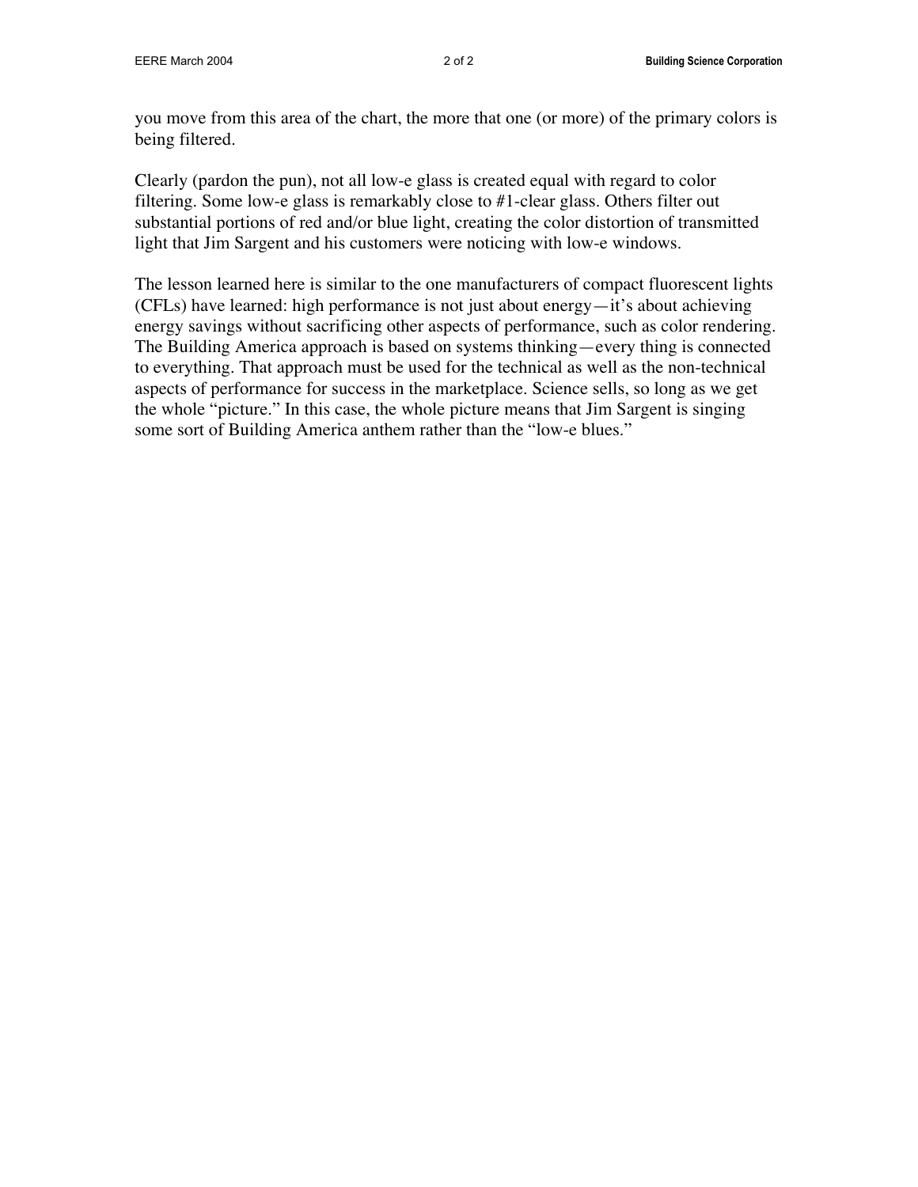you move from this area of the chart, the more that one (or more) of the primary colors is being filtered.

Clearly (pardon the pun), not all low-e glass is created equal with regard to color filtering. Some low-e glass is remarkably close to #1-clear glass. Others filter out substantial portions of red and/or blue light, creating the color distortion of transmitted light that Jim Sargent and his customers were noticing with low-e windows.

The lesson learned here is similar to the one manufacturers of compact fluorescent lights (CFLs) have learned: high performance is not just about energy—it's about achieving energy savings without sacrificing other aspects of performance, such as color rendering. The Building America approach is based on systems thinking—every thing is connected to everything. That approach must be used for the technical as well as the non-technical aspects of performance for success in the marketplace. Science sells, so long as we get the whole "picture." In this case, the whole picture means that Jim Sargent is singing some sort of Building America anthem rather than the "low-e blues."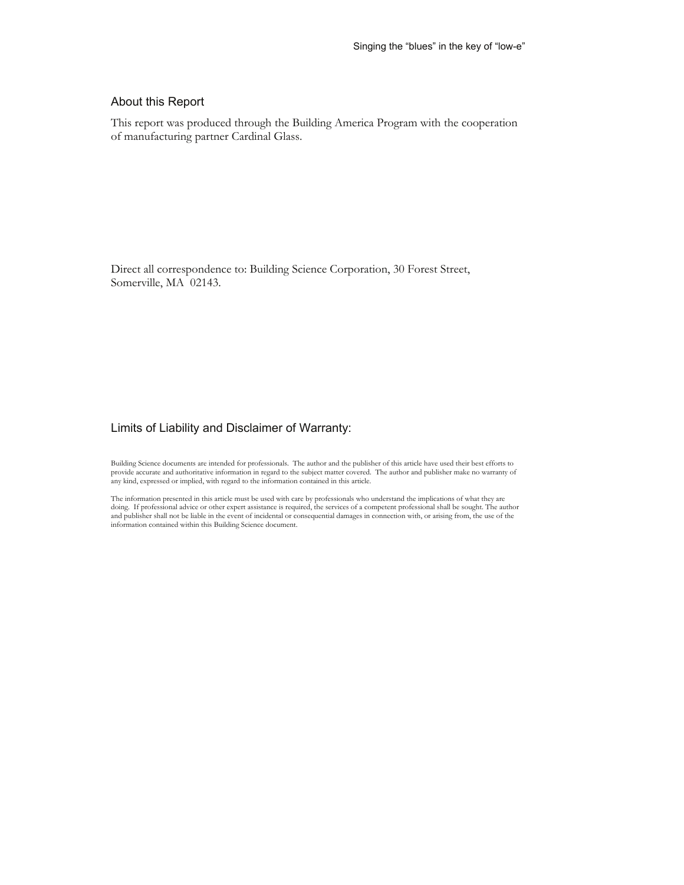## About this Report

This report was produced through the Building America Program with the cooperation of manufacturing partner Cardinal Glass.

Direct all correspondence to: Building Science Corporation, 30 Forest Street, Somerville, MA 02143.

## Limits of Liability and Disclaimer of Warranty:

Building Science documents are intended for professionals. The author and the publisher of this article have used their best efforts to provide accurate and authoritative information in regard to the subject matter covered. The author and publisher make no warranty of any kind, expressed or implied, with regard to the information contained in this article.

The information presented in this article must be used with care by professionals who understand the implications of what they are doing. If professional advice or other expert assistance is required, the services of a competent professional shall be sought. The author and publisher shall not be liable in the event of incidental or consequential damages in connection with, or arising from, the use of the information contained within this Building Science document.